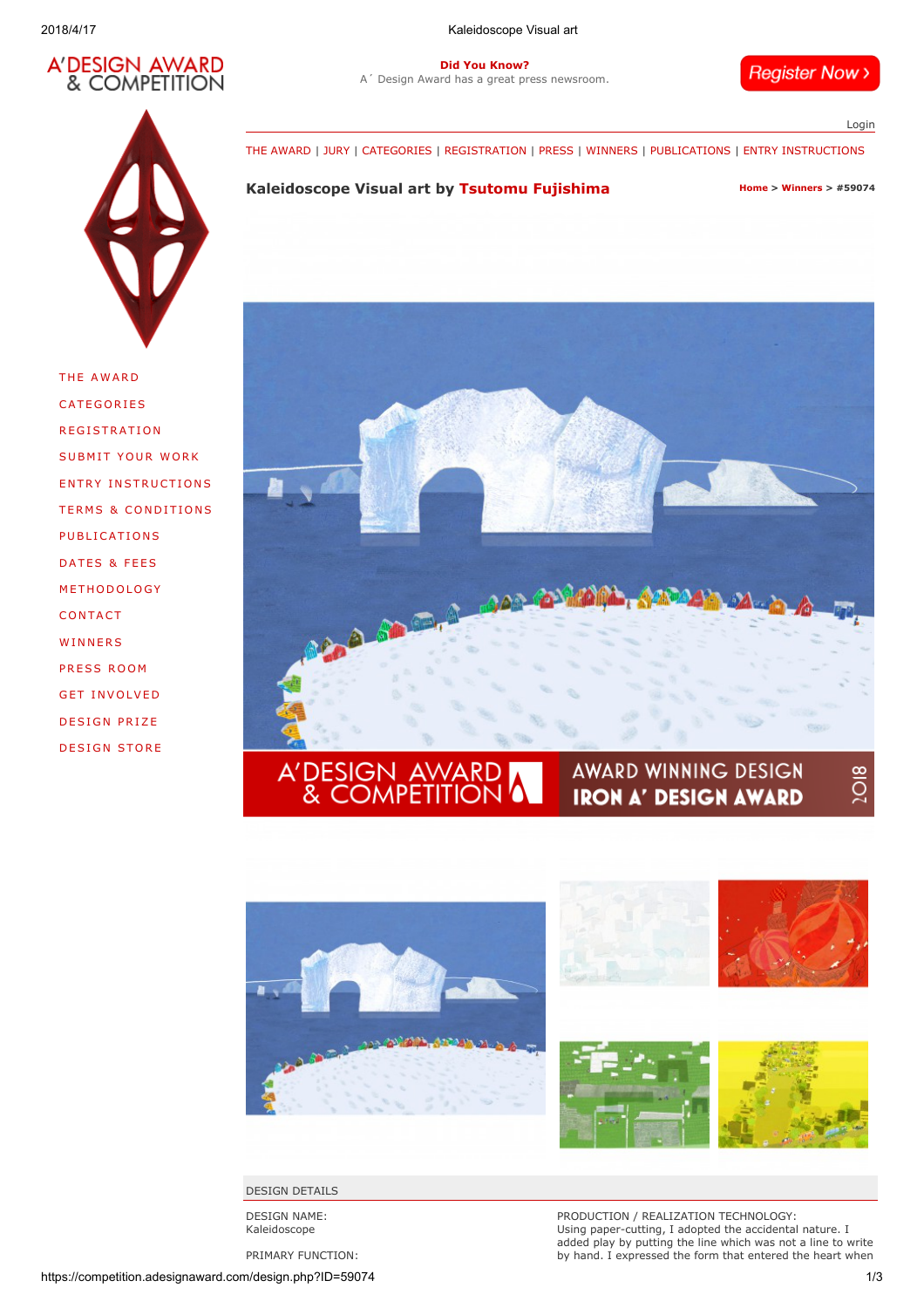A' DESIGN AWARD & COMPETITION

**Did You Know?**
A' Design Award has a great press newsroom.

Register Now ›

Login

THE AWARD | JURY | CATEGORIES | REGISTRATION | PRESS | WINNERS | PUBLICATIONS | ENTRY INSTRUCTIONS

- THE AWARD
- CATEGORIES
- REGISTRATION
- SUBMIT YOUR WORK
- ENTRY INSTRUCTIONS
- TERMS & CONDITIONS
- PUBLICATIONS
- DATES & FEES
- METHODOLOGY
- CONTACT
- WINNERS
- PRESS ROOM
- GET INVOLVED
- DESIGN PRIZE
- DESIGN STORE

## Kaleidoscope Visual art by Tsutomu Fujishima

Home > Winners > #59074

A' DESIGN AWARD & COMPETITION — AWARD WINNING DESIGN IRON A' DESIGN AWARD 2018

DESIGN DETAILS

DESIGN NAME:
Kaleidoscope

PRIMARY FUNCTION:

PRODUCTION / REALIZATION TECHNOLOGY:
Using paper-cutting, I adopted the accidental nature. I added play by putting the line which was not a line to write by hand. I expressed the form that entered the heart when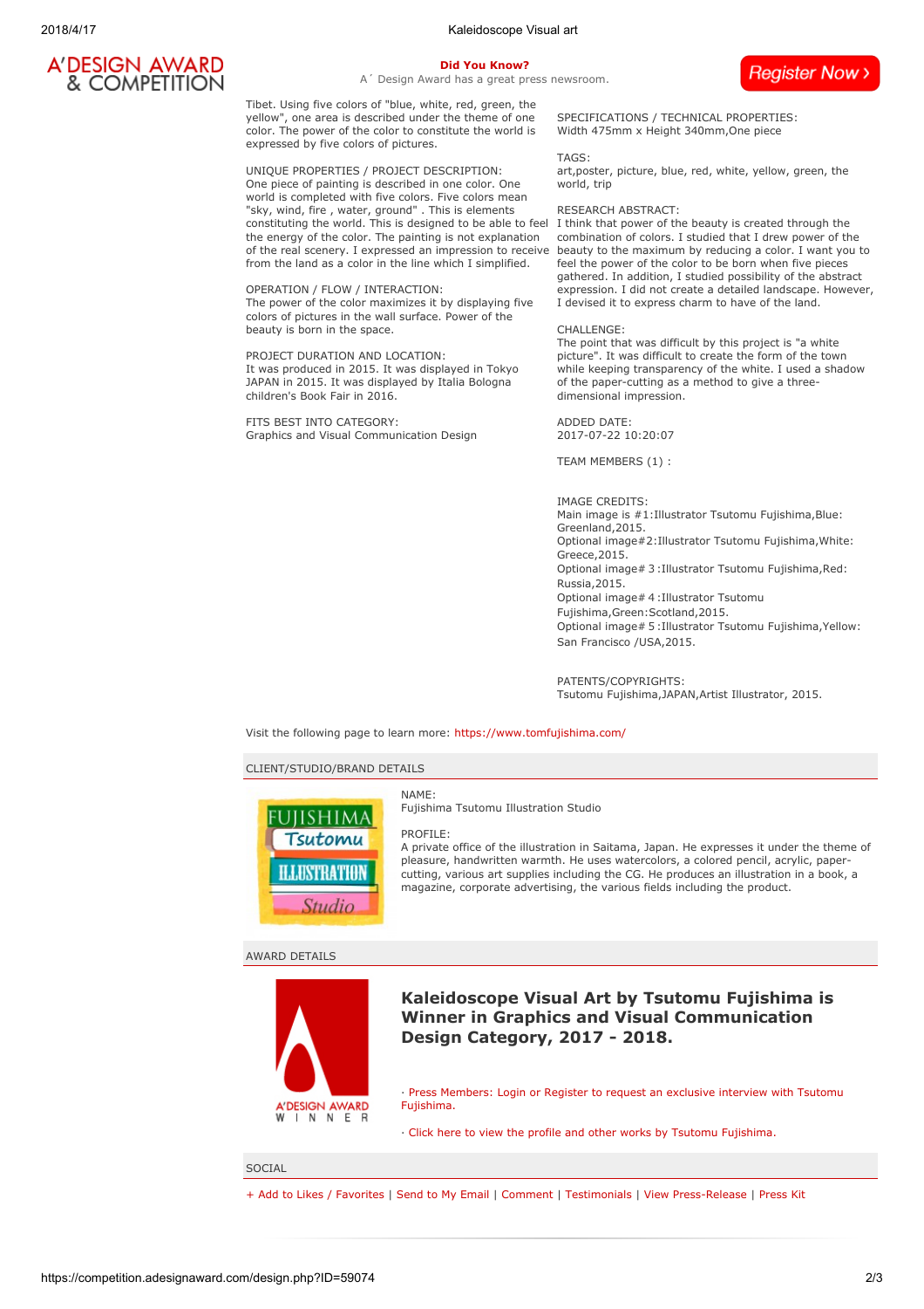**Did You Know?**
A´ Design Award has a great press newsroom.

Register Now ›

Tibet. Using five colors of "blue, white, red, green, the yellow", one area is described under the theme of one color. The power of the color to constitute the world is expressed by five colors of pictures.

UNIQUE PROPERTIES / PROJECT DESCRIPTION:
One piece of painting is described in one color. One world is completed with five colors. Five colors mean "sky, wind, fire , water, ground" . This is elements constituting the world. This is designed to be able to feel the energy of the color. The painting is not explanation of the real scenery. I expressed an impression to receive from the land as a color in the line which I simplified.

OPERATION / FLOW / INTERACTION:
The power of the color maximizes it by displaying five colors of pictures in the wall surface. Power of the beauty is born in the space.

PROJECT DURATION AND LOCATION:
It was produced in 2015. It was displayed in Tokyo JAPAN in 2015. It was displayed by Italia Bologna children's Book Fair in 2016.

FITS BEST INTO CATEGORY:
Graphics and Visual Communication Design

SPECIFICATIONS / TECHNICAL PROPERTIES:
Width 475mm x Height 340mm,One piece

TAGS:
art,poster, picture, blue, red, white, yellow, green, the world, trip

RESEARCH ABSTRACT:
I think that power of the beauty is created through the combination of colors. I studied that I drew power of the beauty to the maximum by reducing a color. I want you to feel the power of the color to be born when five pieces gathered. In addition, I studied possibility of the abstract expression. I did not create a detailed landscape. However, I devised it to express charm to have of the land.

CHALLENGE:
The point that was difficult by this project is "a white picture". It was difficult to create the form of the town while keeping transparency of the white. I used a shadow of the paper-cutting as a method to give a three-dimensional impression.

ADDED DATE:
2017-07-22 10:20:07

TEAM MEMBERS (1) :

IMAGE CREDITS:
Main image is #1:Illustrator Tsutomu Fujishima,Blue: Greenland,2015.
Optional image#2:Illustrator Tsutomu Fujishima,White: Greece,2015.
Optional image# 3 :Illustrator Tsutomu Fujishima,Red: Russia,2015.
Optional image# 4 :Illustrator Tsutomu Fujishima,Green:Scotland,2015.
Optional image# 5 :Illustrator Tsutomu Fujishima,Yellow: San Francisco /USA,2015.

PATENTS/COPYRIGHTS:
Tsutomu Fujishima,JAPAN,Artist Illustrator, 2015.

Visit the following page to learn more: https://www.tomfujishima.com/

## CLIENT/STUDIO/BRAND DETAILS

NAME:
Fujishima Tsutomu Illustration Studio

PROFILE:
A private office of the illustration in Saitama, Japan. He expresses it under the theme of pleasure, handwritten warmth. He uses watercolors, a colored pencil, acrylic, paper-cutting, various art supplies including the CG. He produces an illustration in a book, a magazine, corporate advertising, the various fields including the product.

## AWARD DETAILS

### Kaleidoscope Visual Art by Tsutomu Fujishima is Winner in Graphics and Visual Communication Design Category, 2017 - 2018.

· Press Members: Login or Register to request an exclusive interview with Tsutomu Fujishima.

· Click here to view the profile and other works by Tsutomu Fujishima.

## SOCIAL

+ Add to Likes / Favorites | Send to My Email | Comment | Testimonials | View Press-Release | Press Kit